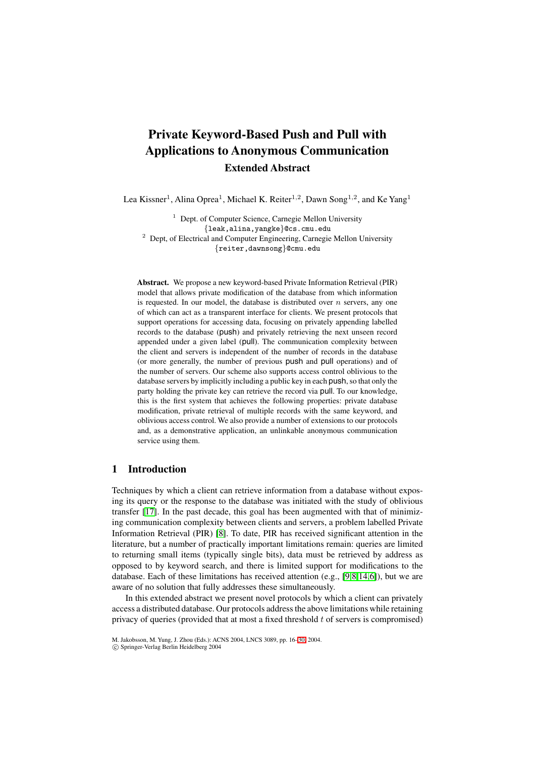# Private Keyword-Based Push and Pull with Applications to Anonymous Communication

## Extended Abstract

Lea Kissner[1], Alina Oprea[1], Michael K. Reiter[1,2], Dawn Song[1,2], and Ke Yang[1]

[1] Dept. of Computer Science, Carnegie Mellon University
{leak,alina,yangke}@cs.cmu.edu

[2] Dept, of Electrical and Computer Engineering, Carnegie Mellon University
{reiter,dawnsong}@cmu.edu

**Abstract.** We propose a new keyword-based Private Information Retrieval (PIR) model that allows private modification of the database from which information is requested. In our model, the database is distributed over $n$ servers, any one of which can act as a transparent interface for clients. We present protocols that support operations for accessing data, focusing on privately appending labelled records to the database (push) and privately retrieving the next unseen record appended under a given label (pull). The communication complexity between the client and servers is independent of the number of records in the database (or more generally, the number of previous push and pull operations) and of the number of servers. Our scheme also supports access control oblivious to the database servers by implicitly including a public key in each push, so that only the party holding the private key can retrieve the record via pull. To our knowledge, this is the first system that achieves the following properties: private database modification, private retrieval of multiple records with the same keyword, and oblivious access control. We also provide a number of extensions to our protocols and, as a demonstrative application, an unlinkable anonymous communication service using them.

## 1 Introduction

Techniques by which a client can retrieve information from a database without exposing its query or the response to the database was initiated with the study of oblivious transfer [17]. In the past decade, this goal has been augmented with that of minimizing communication complexity between clients and servers, a problem labelled Private Information Retrieval (PIR) [8]. To date, PIR has received significant attention in the literature, but a number of practically important limitations remain: queries are limited to returning small items (typically single bits), data must be retrieved by address as opposed to by keyword search, and there is limited support for modifications to the database. Each of these limitations has received attention (e.g., [9,8,14,6]), but we are aware of no solution that fully addresses these simultaneously.

In this extended abstract we present novel protocols by which a client can privately access a distributed database. Our protocols address the above limitations while retaining privacy of queries (provided that at most a fixed threshold $t$ of servers is compromised)

M. Jakobsson, M. Yung, J. Zhou (Eds.): ACNS 2004, LNCS 3089, pp. 16–30, 2004.
© Springer-Verlag Berlin Heidelberg 2004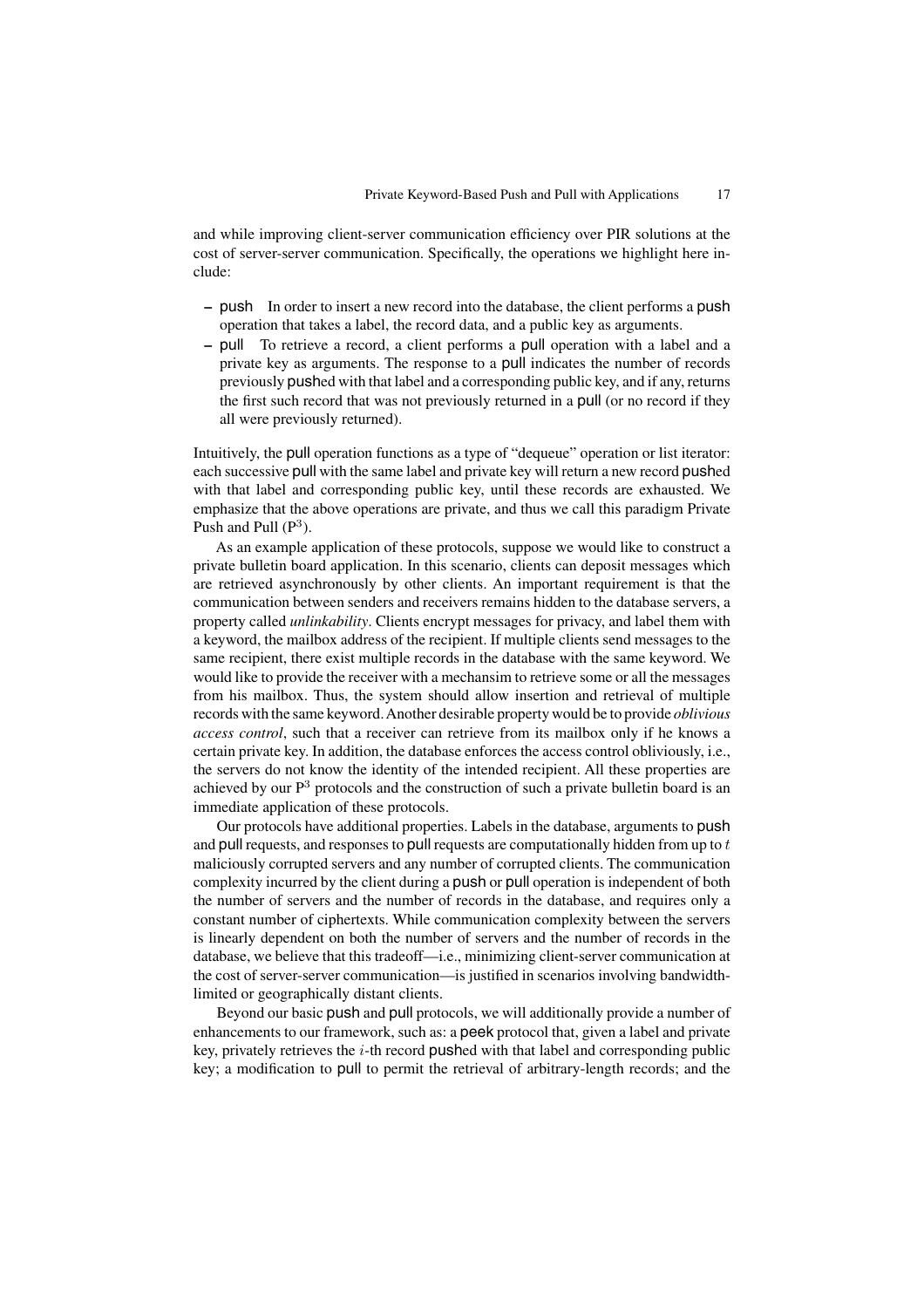and while improving client-server communication efficiency over PIR solutions at the cost of server-server communication. Specifically, the operations we highlight here include:

- push  In order to insert a new record into the database, the client performs a push operation that takes a label, the record data, and a public key as arguments.
- pull  To retrieve a record, a client performs a pull operation with a label and a private key as arguments. The response to a pull indicates the number of records previously pushed with that label and a corresponding public key, and if any, returns the first such record that was not previously returned in a pull (or no record if they all were previously returned).

Intuitively, the pull operation functions as a type of "dequeue" operation or list iterator: each successive pull with the same label and private key will return a new record pushed with that label and corresponding public key, until these records are exhausted. We emphasize that the above operations are private, and thus we call this paradigm Private Push and Pull ($P^3$).

As an example application of these protocols, suppose we would like to construct a private bulletin board application. In this scenario, clients can deposit messages which are retrieved asynchronously by other clients. An important requirement is that the communication between senders and receivers remains hidden to the database servers, a property called *unlinkability*. Clients encrypt messages for privacy, and label them with a keyword, the mailbox address of the recipient. If multiple clients send messages to the same recipient, there exist multiple records in the database with the same keyword. We would like to provide the receiver with a mechansim to retrieve some or all the messages from his mailbox. Thus, the system should allow insertion and retrieval of multiple records with the same keyword. Another desirable property would be to provide *oblivious access control*, such that a receiver can retrieve from its mailbox only if he knows a certain private key. In addition, the database enforces the access control obliviously, i.e., the servers do not know the identity of the intended recipient. All these properties are achieved by our $P^3$ protocols and the construction of such a private bulletin board is an immediate application of these protocols.

Our protocols have additional properties. Labels in the database, arguments to push and pull requests, and responses to pull requests are computationally hidden from up to $t$ maliciously corrupted servers and any number of corrupted clients. The communication complexity incurred by the client during a push or pull operation is independent of both the number of servers and the number of records in the database, and requires only a constant number of ciphertexts. While communication complexity between the servers is linearly dependent on both the number of servers and the number of records in the database, we believe that this tradeoff—i.e., minimizing client-server communication at the cost of server-server communication—is justified in scenarios involving bandwidth-limited or geographically distant clients.

Beyond our basic push and pull protocols, we will additionally provide a number of enhancements to our framework, such as: a peek protocol that, given a label and private key, privately retrieves the $i$-th record pushed with that label and corresponding public key; a modification to pull to permit the retrieval of arbitrary-length records; and the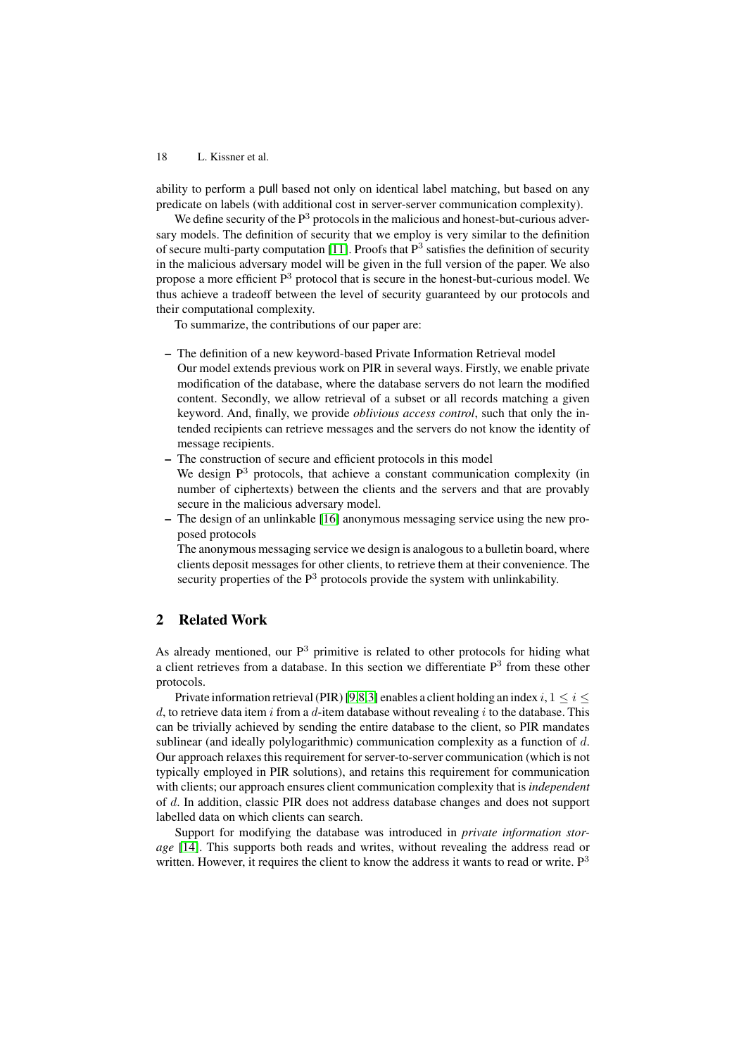ability to perform a pull based not only on identical label matching, but based on any predicate on labels (with additional cost in server-server communication complexity).

We define security of the $P^3$ protocols in the malicious and honest-but-curious adversary models. The definition of security that we employ is very similar to the definition of secure multi-party computation [11]. Proofs that $P^3$ satisfies the definition of security in the malicious adversary model will be given in the full version of the paper. We also propose a more efficient $P^3$ protocol that is secure in the honest-but-curious model. We thus achieve a tradeoff between the level of security guaranteed by our protocols and their computational complexity.

To summarize, the contributions of our paper are:

- The definition of a new keyword-based Private Information Retrieval model
  Our model extends previous work on PIR in several ways. Firstly, we enable private modification of the database, where the database servers do not learn the modified content. Secondly, we allow retrieval of a subset or all records matching a given keyword. And, finally, we provide *oblivious access control*, such that only the intended recipients can retrieve messages and the servers do not know the identity of message recipients.
- The construction of secure and efficient protocols in this model
  We design $P^3$ protocols, that achieve a constant communication complexity (in number of ciphertexts) between the clients and the servers and that are provably secure in the malicious adversary model.
- The design of an unlinkable [16] anonymous messaging service using the new proposed protocols
  The anonymous messaging service we design is analogous to a bulletin board, where clients deposit messages for other clients, to retrieve them at their convenience. The security properties of the $P^3$ protocols provide the system with unlinkability.

## 2 Related Work

As already mentioned, our $P^3$ primitive is related to other protocols for hiding what a client retrieves from a database. In this section we differentiate $P^3$ from these other protocols.

Private information retrieval (PIR) [9,8,3] enables a client holding an index $i$, $1 \leq i \leq d$, to retrieve data item $i$ from a $d$-item database without revealing $i$ to the database. This can be trivially achieved by sending the entire database to the client, so PIR mandates sublinear (and ideally polylogarithmic) communication complexity as a function of $d$. Our approach relaxes this requirement for server-to-server communication (which is not typically employed in PIR solutions), and retains this requirement for communication with clients; our approach ensures client communication complexity that is *independent* of $d$. In addition, classic PIR does not address database changes and does not support labelled data on which clients can search.

Support for modifying the database was introduced in *private information storage* [14]. This supports both reads and writes, without revealing the address read or written. However, it requires the client to know the address it wants to read or write. $P^3$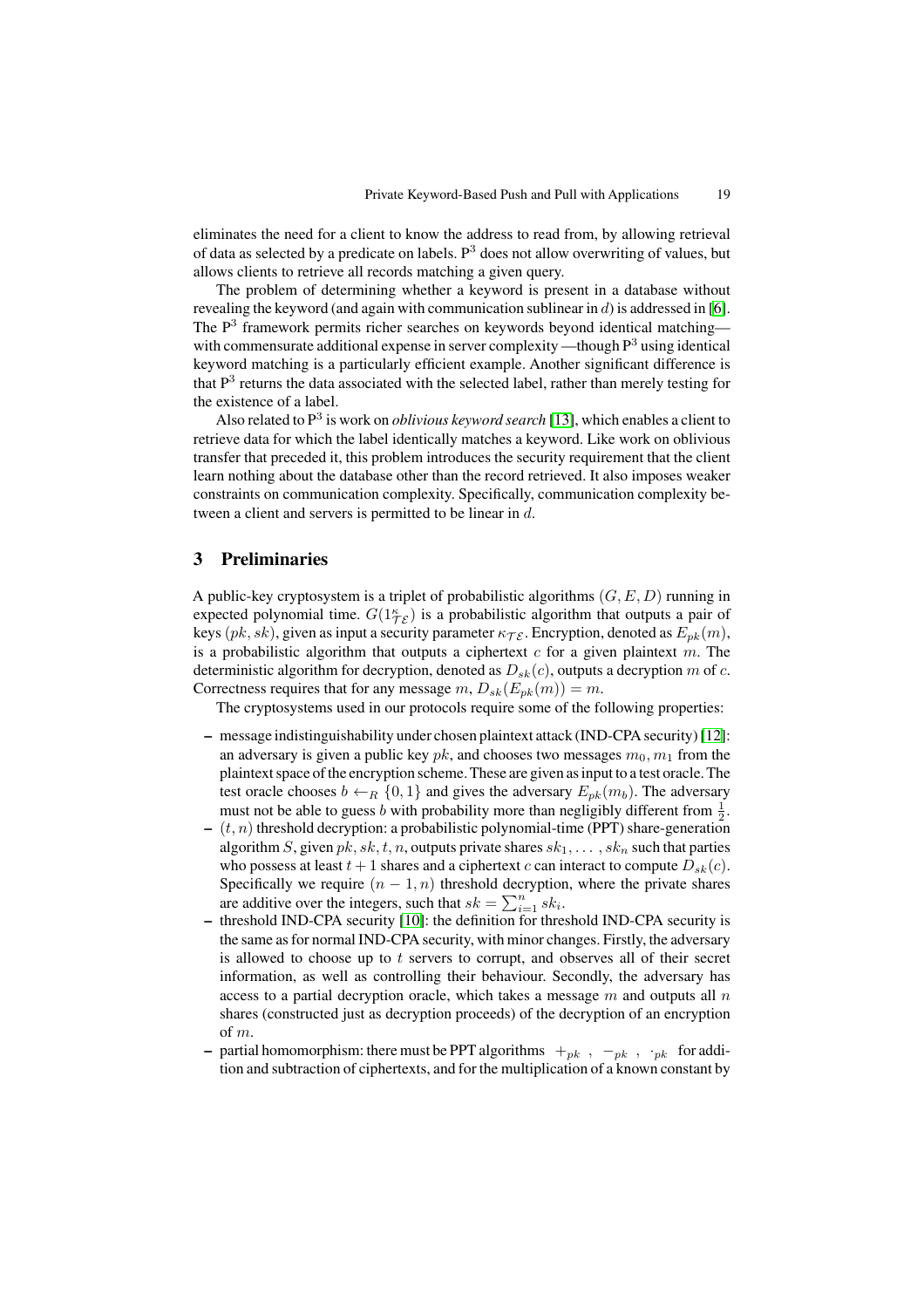eliminates the need for a client to know the address to read from, by allowing retrieval of data as selected by a predicate on labels. $P^3$ does not allow overwriting of values, but allows clients to retrieve all records matching a given query.

The problem of determining whether a keyword is present in a database without revealing the keyword (and again with communication sublinear in $d$) is addressed in [6]. The $P^3$ framework permits richer searches on keywords beyond identical matching—with commensurate additional expense in server complexity —though $P^3$ using identical keyword matching is a particularly efficient example. Another significant difference is that $P^3$ returns the data associated with the selected label, rather than merely testing for the existence of a label.

Also related to $P^3$ is work on *oblivious keyword search* [13], which enables a client to retrieve data for which the label identically matches a keyword. Like work on oblivious transfer that preceded it, this problem introduces the security requirement that the client learn nothing about the database other than the record retrieved. It also imposes weaker constraints on communication complexity. Specifically, communication complexity between a client and servers is permitted to be linear in $d$.

## 3 Preliminaries

A public-key cryptosystem is a triplet of probabilistic algorithms $(G, E, D)$ running in expected polynomial time. $G(1^{\kappa_{\mathcal{TE}}})$ is a probabilistic algorithm that outputs a pair of keys $(pk, sk)$, given as input a security parameter $\kappa_{\mathcal{TE}}$. Encryption, denoted as $E_{pk}(m)$, is a probabilistic algorithm that outputs a ciphertext $c$ for a given plaintext $m$. The deterministic algorithm for decryption, denoted as $D_{sk}(c)$, outputs a decryption $m$ of $c$. Correctness requires that for any message $m$, $D_{sk}(E_{pk}(m)) = m$.

The cryptosystems used in our protocols require some of the following properties:

- message indistinguishability under chosen plaintext attack (IND-CPA security) [12]: an adversary is given a public key $pk$, and chooses two messages $m_0, m_1$ from the plaintext space of the encryption scheme. These are given as input to a test oracle. The test oracle chooses $b \leftarrow_R \{0, 1\}$ and gives the adversary $E_{pk}(m_b)$. The adversary must not be able to guess $b$ with probability more than negligibly different from $\frac{1}{2}$.
- $(t, n)$ threshold decryption: a probabilistic polynomial-time (PPT) share-generation algorithm $S$, given $pk, sk, t, n$, outputs private shares $sk_1, \ldots, sk_n$ such that parties who possess at least $t+1$ shares and a ciphertext $c$ can interact to compute $D_{sk}(c)$. Specifically we require $(n-1, n)$ threshold decryption, where the private shares are additive over the integers, such that $sk = \sum_{i=1}^{n} sk_i$.
- threshold IND-CPA security [10]: the definition for threshold IND-CPA security is the same as for normal IND-CPA security, with minor changes. Firstly, the adversary is allowed to choose up to $t$ servers to corrupt, and observes all of their secret information, as well as controlling their behaviour. Secondly, the adversary has access to a partial decryption oracle, which takes a message $m$ and outputs all $n$ shares (constructed just as decryption proceeds) of the decryption of an encryption of $m$.
- partial homomorphism: there must be PPT algorithms $+_{pk}$, $-_{pk}$, $\cdot_{pk}$ for addition and subtraction of ciphertexts, and for the multiplication of a known constant by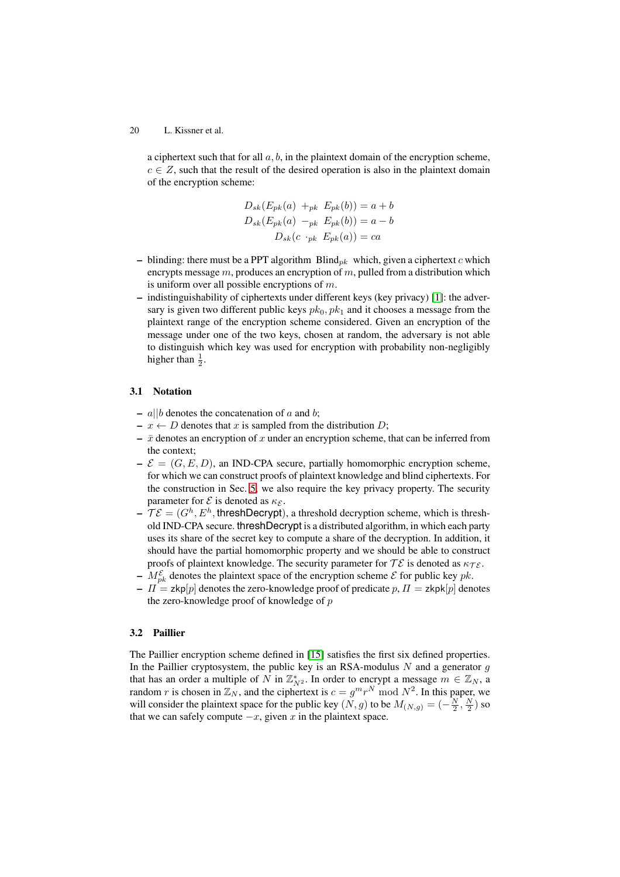a ciphertext such that for all $a, b$, in the plaintext domain of the encryption scheme, $c \in Z$, such that the result of the desired operation is also in the plaintext domain of the encryption scheme:

$$D_{sk}(E_{pk}(a) \ +_{pk} \ E_{pk}(b)) = a + b$$
$$D_{sk}(E_{pk}(a) \ -_{pk} \ E_{pk}(b)) = a - b$$
$$D_{sk}(c \ \cdot_{pk} \ E_{pk}(a)) = ca$$

- blinding: there must be a PPT algorithm $\text{Blind}_{pk}$ which, given a ciphertext $c$ which encrypts message $m$, produces an encryption of $m$, pulled from a distribution which is uniform over all possible encryptions of $m$.
- indistinguishability of ciphertexts under different keys (key privacy) [1]: the adversary is given two different public keys $pk_0, pk_1$ and it chooses a message from the plaintext range of the encryption scheme considered. Given an encryption of the message under one of the two keys, chosen at random, the adversary is not able to distinguish which key was used for encryption with probability non-negligibly higher than $\frac{1}{2}$.

### 3.1 Notation

- $a||b$ denotes the concatenation of $a$ and $b$;
- $x \leftarrow D$ denotes that $x$ is sampled from the distribution $D$;
- $\bar{x}$ denotes an encryption of $x$ under an encryption scheme, that can be inferred from the context;
- $\mathcal{E} = (G, E, D)$, an IND-CPA secure, partially homomorphic encryption scheme, for which we can construct proofs of plaintext knowledge and blind ciphertexts. For the construction in Sec. 5, we also require the key privacy property. The security parameter for $\mathcal{E}$ is denoted as $\kappa_{\mathcal{E}}$.
- $\mathcal{TE} = (G^h, E^h, \mathsf{threshDecrypt})$, a threshold decryption scheme, which is threshold IND-CPA secure. $\mathsf{threshDecrypt}$ is a distributed algorithm, in which each party uses its share of the secret key to compute a share of the decryption. In addition, it should have the partial homomorphic property and we should be able to construct proofs of plaintext knowledge. The security parameter for $\mathcal{TE}$ is denoted as $\kappa_{\mathcal{TE}}$.
- $M_{pk}^{\mathcal{E}}$ denotes the plaintext space of the encryption scheme $\mathcal{E}$ for public key $pk$.
- $\Pi = \mathsf{zkp}[p]$ denotes the zero-knowledge proof of predicate $p$, $\Pi = \mathsf{zkpk}[p]$ denotes the zero-knowledge proof of knowledge of $p$

### 3.2 Paillier

The Paillier encryption scheme defined in [15] satisfies the first six defined properties. In the Paillier cryptosystem, the public key is an RSA-modulus $N$ and a generator $g$ that has an order a multiple of $N$ in $\mathbb{Z}_{N^2}^*$. In order to encrypt a message $m \in \mathbb{Z}_N$, a random $r$ is chosen in $\mathbb{Z}_N$, and the ciphertext is $c = g^m r^N \bmod N^2$. In this paper, we will consider the plaintext space for the public key $(N, g)$ to be $M_{(N,g)} = (-\frac{N}{2}, \frac{N}{2})$ so that we can safely compute $-x$, given $x$ in the plaintext space.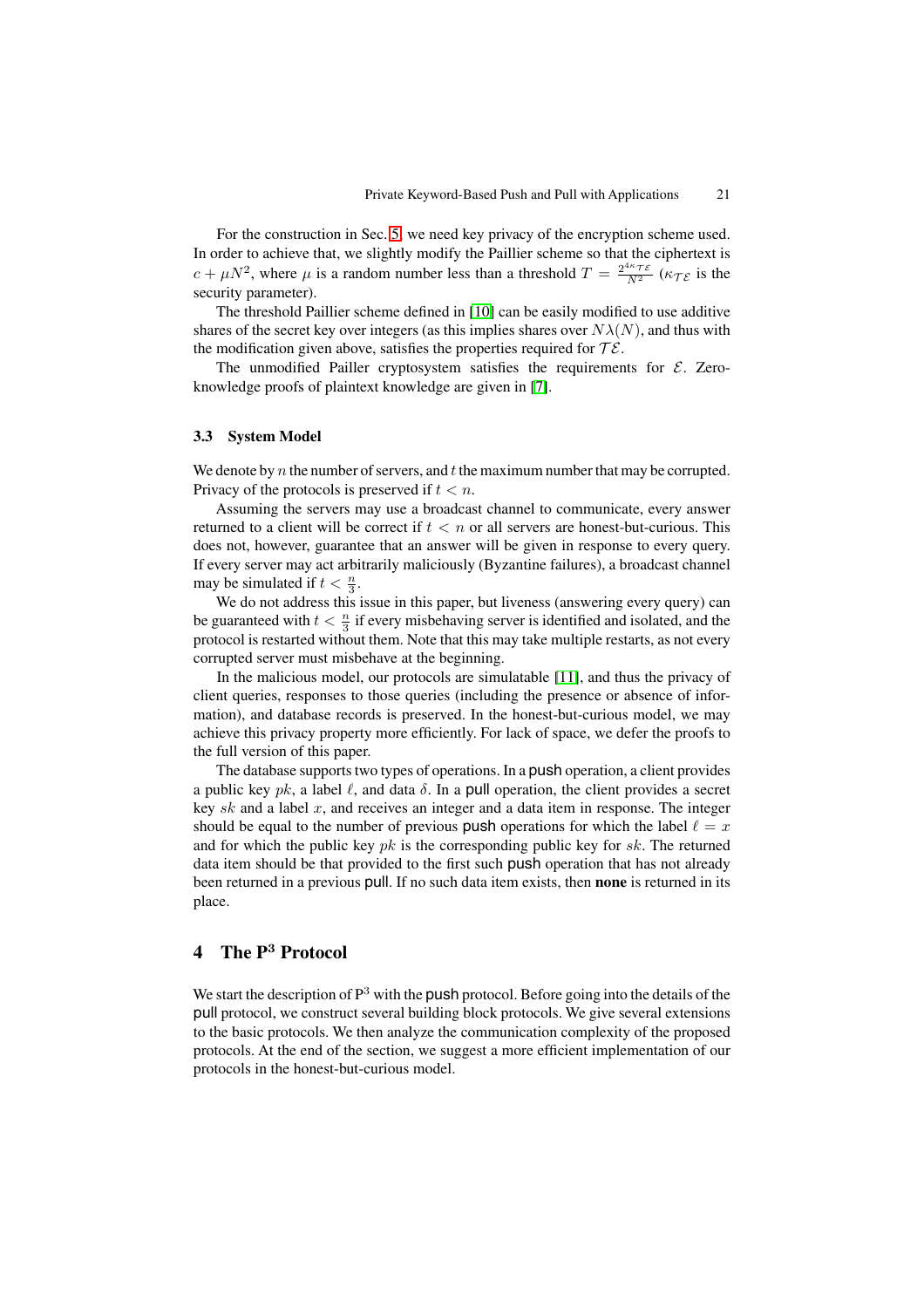For the construction in Sec. 5, we need key privacy of the encryption scheme used. In order to achieve that, we slightly modify the Paillier scheme so that the ciphertext is $c + \mu N^2$, where $\mu$ is a random number less than a threshold $T = \frac{2^{4\kappa_{\mathcal{TE}}}}{N^2}$ ($\kappa_{\mathcal{TE}}$ is the security parameter).

The threshold Paillier scheme defined in [10] can be easily modified to use additive shares of the secret key over integers (as this implies shares over $N\lambda(N)$, and thus with the modification given above, satisfies the properties required for $\mathcal{TE}$.

The unmodified Pailler cryptosystem satisfies the requirements for $\mathcal{E}$. Zero-knowledge proofs of plaintext knowledge are given in [7].

### 3.3 System Model

We denote by $n$ the number of servers, and $t$ the maximum number that may be corrupted. Privacy of the protocols is preserved if $t < n$.

Assuming the servers may use a broadcast channel to communicate, every answer returned to a client will be correct if $t < n$ or all servers are honest-but-curious. This does not, however, guarantee that an answer will be given in response to every query. If every server may act arbitrarily maliciously (Byzantine failures), a broadcast channel may be simulated if $t < \frac{n}{3}$.

We do not address this issue in this paper, but liveness (answering every query) can be guaranteed with $t < \frac{n}{3}$ if every misbehaving server is identified and isolated, and the protocol is restarted without them. Note that this may take multiple restarts, as not every corrupted server must misbehave at the beginning.

In the malicious model, our protocols are simulatable [11], and thus the privacy of client queries, responses to those queries (including the presence or absence of information), and database records is preserved. In the honest-but-curious model, we may achieve this privacy property more efficiently. For lack of space, we defer the proofs to the full version of this paper.

The database supports two types of operations. In a push operation, a client provides a public key $pk$, a label $\ell$, and data $\delta$. In a pull operation, the client provides a secret key $sk$ and a label $x$, and receives an integer and a data item in response. The integer should be equal to the number of previous push operations for which the label $\ell = x$ and for which the public key $pk$ is the corresponding public key for $sk$. The returned data item should be that provided to the first such push operation that has not already been returned in a previous pull. If no such data item exists, then **none** is returned in its place.

## 4 The P$^3$ Protocol

We start the description of P$^3$ with the push protocol. Before going into the details of the pull protocol, we construct several building block protocols. We give several extensions to the basic protocols. We then analyze the communication complexity of the proposed protocols. At the end of the section, we suggest a more efficient implementation of our protocols in the honest-but-curious model.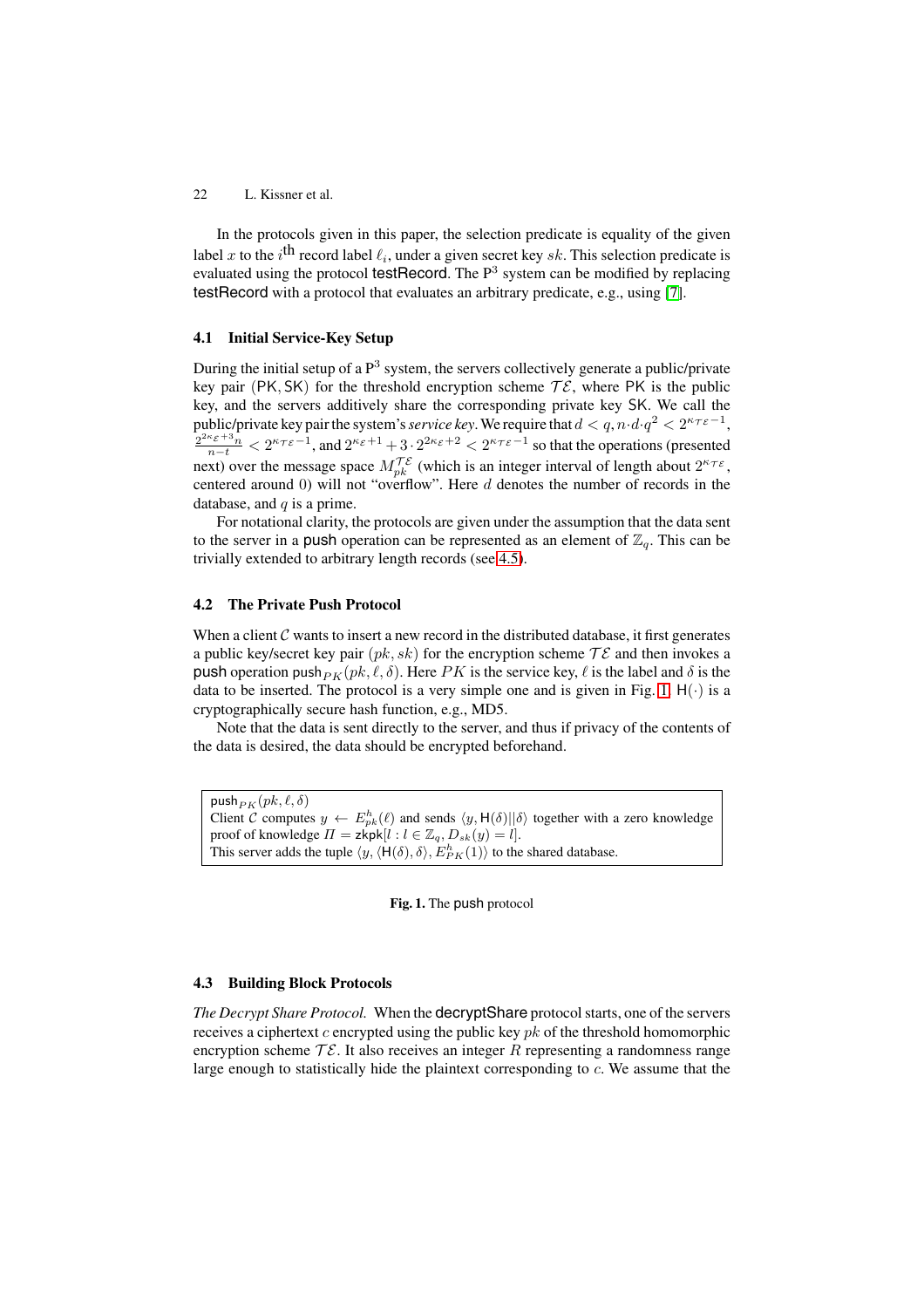In the protocols given in this paper, the selection predicate is equality of the given label $x$ to the $i^{\text{th}}$ record label $\ell_i$, under a given secret key $sk$. This selection predicate is evaluated using the protocol testRecord. The $\mathsf{P}^3$ system can be modified by replacing testRecord with a protocol that evaluates an arbitrary predicate, e.g., using [7].

### 4.1 Initial Service-Key Setup

During the initial setup of a $\mathsf{P}^3$ system, the servers collectively generate a public/private key pair $(\mathsf{PK}, \mathsf{SK})$ for the threshold encryption scheme $\mathcal{TE}$, where $\mathsf{PK}$ is the public key, and the servers additively share the corresponding private key $\mathsf{SK}$. We call the public/private key pair the system's *service key*. We require that $d < q, n \cdot d \cdot q^2 < 2^{\kappa_{\mathcal{TE}}-1}$, $\frac{2^{2\kappa_\mathcal{E}+3}n}{n-t} < 2^{\kappa_{\mathcal{TE}}-1}$, and $2^{\kappa_\mathcal{E}+1} + 3 \cdot 2^{2\kappa_\mathcal{E}+2} < 2^{\kappa_{\mathcal{TE}}-1}$ so that the operations (presented next) over the message space $M_{pk}^{\mathcal{TE}}$ (which is an integer interval of length about $2^{\kappa_{\mathcal{TE}}}$, centered around 0) will not "overflow". Here $d$ denotes the number of records in the database, and $q$ is a prime.

For notational clarity, the protocols are given under the assumption that the data sent to the server in a push operation can be represented as an element of $\mathbb{Z}_q$. This can be trivially extended to arbitrary length records (see 4.5).

### 4.2 The Private Push Protocol

When a client $\mathcal{C}$ wants to insert a new record in the distributed database, it first generates a public key/secret key pair $(pk, sk)$ for the encryption scheme $\mathcal{TE}$ and then invokes a push operation $\mathsf{push}_{PK}(pk, \ell, \delta)$. Here $PK$ is the service key, $\ell$ is the label and $\delta$ is the data to be inserted. The protocol is a very simple one and is given in Fig. 1. $\mathsf{H}(\cdot)$ is a cryptographically secure hash function, e.g., MD5.

Note that the data is sent directly to the server, and thus if privacy of the contents of the data is desired, the data should be encrypted beforehand.

> $\mathsf{push}_{PK}(pk, \ell, \delta)$
> Client $\mathcal{C}$ computes $y \leftarrow E_{pk}^h(\ell)$ and sends $\langle y, \mathsf{H}(\delta) || \delta \rangle$ together with a zero knowledge proof of knowledge $\Pi = \mathsf{zkpk}[l : l \in \mathbb{Z}_q, D_{sk}(y) = l]$.
> This server adds the tuple $\langle y, \langle \mathsf{H}(\delta), \delta \rangle, E_{PK}^h(1) \rangle$ to the shared database.

**Fig. 1.** The push protocol

### 4.3 Building Block Protocols

*The Decrypt Share Protocol.* When the decryptShare protocol starts, one of the servers receives a ciphertext $c$ encrypted using the public key $pk$ of the threshold homomorphic encryption scheme $\mathcal{TE}$. It also receives an integer $R$ representing a randomness range large enough to statistically hide the plaintext corresponding to $c$. We assume that the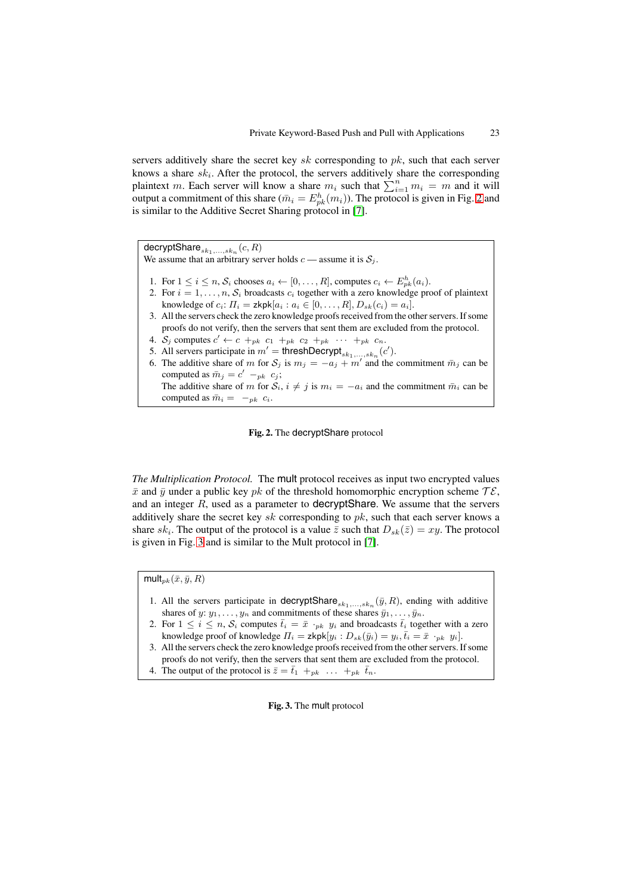servers additively share the secret key $sk$ corresponding to $pk$, such that each server knows a share $sk_i$. After the protocol, the servers additively share the corresponding plaintext $m$. Each server will know a share $m_i$ such that $\sum_{i=1}^{n} m_i = m$ and it will output a commitment of this share ($\bar{m}_i = E^h_{pk}(m_i)$). The protocol is given in Fig. 2 and is similar to the Additive Secret Sharing protocol in [7].

> $\mathsf{decryptShare}_{sk_1,\ldots,sk_n}(c, R)$
>
> We assume that an arbitrary server holds $c$ — assume it is $\mathcal{S}_j$.
>
> 1. For $1 \leq i \leq n$, $\mathcal{S}_i$ chooses $a_i \leftarrow [0,\ldots,R]$, computes $c_i \leftarrow E^h_{pk}(a_i)$.
> 2. For $i = 1,\ldots,n$, $\mathcal{S}_i$ broadcasts $c_i$ together with a zero knowledge proof of plaintext knowledge of $c_i$: $\Pi_i = \mathsf{zkpk}[a_i : a_i \in [0,\ldots,R], D_{sk}(c_i) = a_i]$.
> 3. All the servers check the zero knowledge proofs received from the other servers. If some proofs do not verify, then the servers that sent them are excluded from the protocol.
> 4. $\mathcal{S}_j$ computes $c' \leftarrow c \ +_{pk} \ c_1 \ +_{pk} \ c_2 \ +_{pk} \ \cdots \ +_{pk} \ c_n$.
> 5. All servers participate in $m' = \mathsf{threshDecrypt}_{sk_1,\ldots,sk_n}(c')$.
> 6. The additive share of $m$ for $\mathcal{S}_j$ is $m_j = -a_j + m'$ and the commitment $\bar{m}_j$ can be computed as $\bar{m}_j = c' \ -_{pk} \ c_j$;
>    The additive share of $m$ for $\mathcal{S}_i$, $i \neq j$ is $m_i = -a_i$ and the commitment $\bar{m}_i$ can be computed as $\bar{m}_i = \ -_{pk} \ c_i$.

**Fig. 2.** The decryptShare protocol

*The Multiplication Protocol.* The mult protocol receives as input two encrypted values $\bar{x}$ and $\bar{y}$ under a public key $pk$ of the threshold homomorphic encryption scheme $\mathcal{TE}$, and an integer $R$, used as a parameter to decryptShare. We assume that the servers additively share the secret key $sk$ corresponding to $pk$, such that each server knows a share $sk_i$. The output of the protocol is a value $\bar{z}$ such that $D_{sk}(\bar{z}) = xy$. The protocol is given in Fig. 3 and is similar to the Mult protocol in [7].

> $\mathsf{mult}_{pk}(\bar{x}, \bar{y}, R)$
>
> 1. All the servers participate in $\mathsf{decryptShare}_{sk_1,\ldots,sk_n}(\bar{y}, R)$, ending with additive shares of $y$: $y_1,\ldots,y_n$ and commitments of these shares $\bar{y}_1,\ldots,\bar{y}_n$.
> 2. For $1 \leq i \leq n$, $\mathcal{S}_i$ computes $\bar{t}_i = \bar{x} \ \cdot_{pk} \ y_i$ and broadcasts $\bar{t}_i$ together with a zero knowledge proof of knowledge $\Pi_i = \mathsf{zkpk}[y_i : D_{sk}(\bar{y}_i) = y_i, \bar{t}_i = \bar{x} \ \cdot_{pk} \ y_i]$.
> 3. All the servers check the zero knowledge proofs received from the other servers. If some proofs do not verify, then the servers that sent them are excluded from the protocol.
> 4. The output of the protocol is $\bar{z} = \bar{t}_1 \ +_{pk} \ \ldots \ +_{pk} \ \bar{t}_n$.

**Fig. 3.** The mult protocol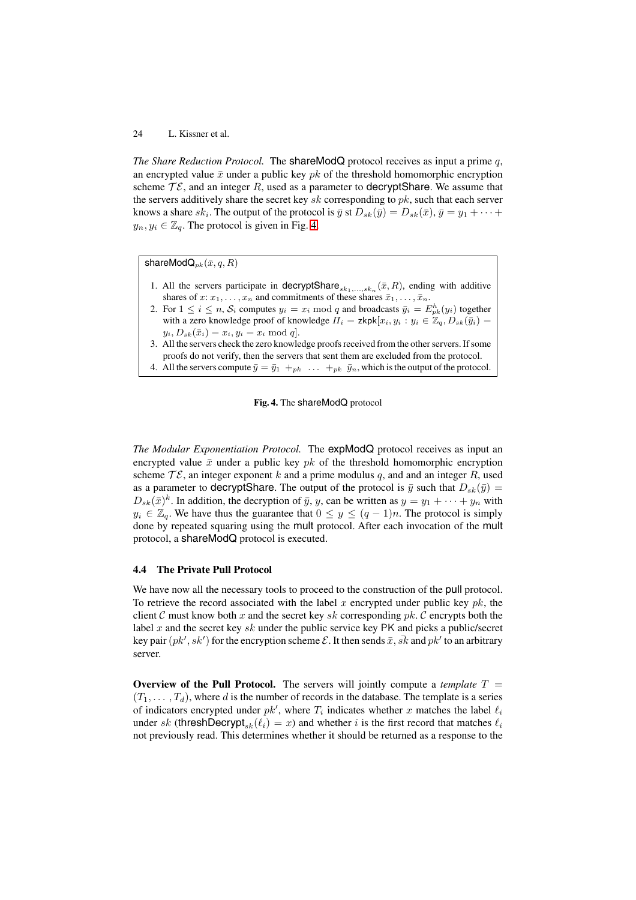*The Share Reduction Protocol.* The shareModQ protocol receives as input a prime $q$, an encrypted value $\bar{x}$ under a public key $pk$ of the threshold homomorphic encryption scheme $\mathcal{TE}$, and an integer $R$, used as a parameter to decryptShare. We assume that the servers additively share the secret key $sk$ corresponding to $pk$, such that each server knows a share $sk_i$. The output of the protocol is $\bar{y}$ st $D_{sk}(\bar{y}) = D_{sk}(\bar{x})$, $\bar{y} = y_1 + \cdots + y_n, y_i \in \mathbb{Z}_q$. The protocol is given in Fig. 4.

> $\mathsf{shareModQ}_{pk}(\bar{x}, q, R)$
>
> 1. All the servers participate in $\mathsf{decryptShare}_{sk_1,\ldots,sk_n}(\bar{x}, R)$, ending with additive shares of $x$: $x_1, \ldots, x_n$ and commitments of these shares $\bar{x}_1, \ldots, \bar{x}_n$.
> 2. For $1 \le i \le n$, $\mathcal{S}_i$ computes $y_i = x_i \bmod q$ and broadcasts $\bar{y}_i = E^h_{pk}(y_i)$ together with a zero knowledge proof of knowledge $\Pi_i = \mathsf{zkpk}[x_i, y_i : y_i \in \mathbb{Z}_q, D_{sk}(\bar{y}_i) = y_i, D_{sk}(\bar{x}_i) = x_i, y_i = x_i \bmod q]$.
> 3. All the servers check the zero knowledge proofs received from the other servers. If some proofs do not verify, then the servers that sent them are excluded from the protocol.
> 4. All the servers compute $\bar{y} = \bar{y}_1 +_{pk} \ \ldots \ +_{pk} \ \bar{y}_n$, which is the output of the protocol.

**Fig. 4.** The shareModQ protocol

*The Modular Exponentiation Protocol.* The expModQ protocol receives as input an encrypted value $\bar{x}$ under a public key $pk$ of the threshold homomorphic encryption scheme $\mathcal{TE}$, an integer exponent $k$ and a prime modulus $q$, and and an integer $R$, used as a parameter to decryptShare. The output of the protocol is $\bar{y}$ such that $D_{sk}(\bar{y}) = D_{sk}(\bar{x})^k$. In addition, the decryption of $\bar{y}$, $y$, can be written as $y = y_1 + \cdots + y_n$ with $y_i \in \mathbb{Z}_q$. We have thus the guarantee that $0 \le y \le (q-1)n$. The protocol is simply done by repeated squaring using the mult protocol. After each invocation of the mult protocol, a shareModQ protocol is executed.

### 4.4 The Private Pull Protocol

We have now all the necessary tools to proceed to the construction of the pull protocol. To retrieve the record associated with the label $x$ encrypted under public key $pk$, the client $\mathcal{C}$ must know both $x$ and the secret key $sk$ corresponding $pk$. $\mathcal{C}$ encrypts both the label $x$ and the secret key $sk$ under the public service key PK and picks a public/secret key pair $(pk', sk')$ for the encryption scheme $\mathcal{E}$. It then sends $\bar{x}$, $\bar{sk}$ and $pk'$ to an arbitrary server.

**Overview of the Pull Protocol.** The servers will jointly compute a *template* $T = (T_1, \ldots, T_d)$, where $d$ is the number of records in the database. The template is a series of indicators encrypted under $pk'$, where $T_i$ indicates whether $x$ matches the label $\ell_i$ under $sk$ ($\mathsf{threshDecrypt}_{sk}(\ell_i) = x$) and whether $i$ is the first record that matches $\ell_i$ not previously read. This determines whether it should be returned as a response to the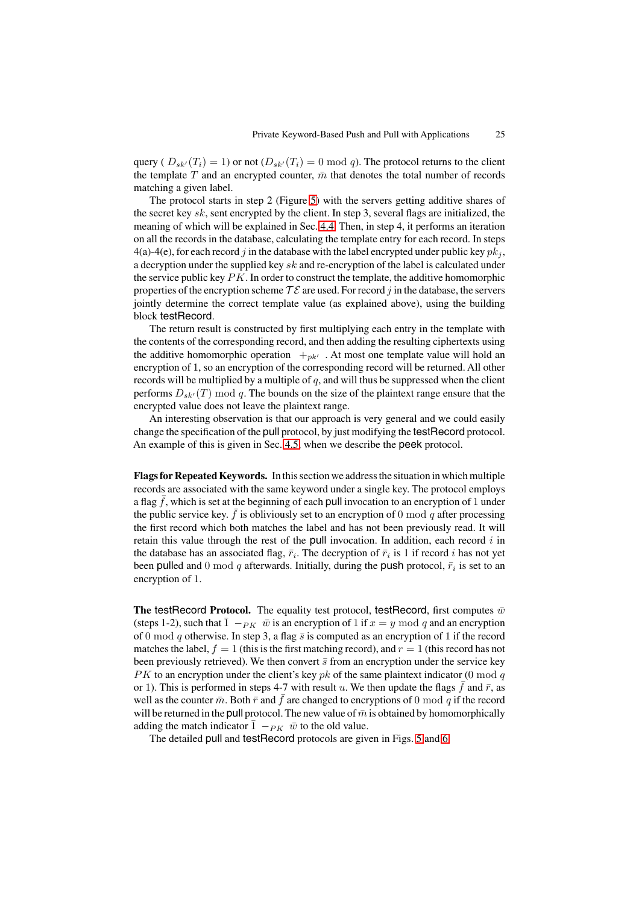query ( $D_{sk'}(T_i) = 1$) or not ($D_{sk'}(T_i) = 0 \bmod q$). The protocol returns to the client the template $T$ and an encrypted counter, $\bar{m}$ that denotes the total number of records matching a given label.

The protocol starts in step 2 (Figure 5) with the servers getting additive shares of the secret key $sk$, sent encrypted by the client. In step 3, several flags are initialized, the meaning of which will be explained in Sec. 4.4. Then, in step 4, it performs an iteration on all the records in the database, calculating the template entry for each record. In steps 4(a)-4(e), for each record $j$ in the database with the label encrypted under public key $pk_j$, a decryption under the supplied key $sk$ and re-encryption of the label is calculated under the service public key $PK$. In order to construct the template, the additive homomorphic properties of the encryption scheme $\mathcal{TE}$ are used. For record $j$ in the database, the servers jointly determine the correct template value (as explained above), using the building block testRecord.

The return result is constructed by first multiplying each entry in the template with the contents of the corresponding record, and then adding the resulting ciphertexts using the additive homomorphic operation $+_{pk'}$. At most one template value will hold an encryption of 1, so an encryption of the corresponding record will be returned. All other records will be multiplied by a multiple of $q$, and will thus be suppressed when the client performs $D_{sk'}(T) \bmod q$. The bounds on the size of the plaintext range ensure that the encrypted value does not leave the plaintext range.

An interesting observation is that our approach is very general and we could easily change the specification of the pull protocol, by just modifying the testRecord protocol. An example of this is given in Sec. 4.5, when we describe the peek protocol.

**Flags for Repeated Keywords.** In this section we address the situation in which multiple records are associated with the same keyword under a single key. The protocol employs a flag $\bar{f}$, which is set at the beginning of each pull invocation to an encryption of 1 under the public service key. $\bar{f}$ is obliviously set to an encryption of $0 \bmod q$ after processing the first record which both matches the label and has not been previously read. It will retain this value through the rest of the pull invocation. In addition, each record $i$ in the database has an associated flag, $\bar{r}_i$. The decryption of $\bar{r}_i$ is 1 if record $i$ has not yet been pulled and $0 \bmod q$ afterwards. Initially, during the push protocol, $\bar{r}_i$ is set to an encryption of 1.

**The testRecord Protocol.** The equality test protocol, testRecord, first computes $\bar{w}$ (steps 1-2), such that $\bar{1} -_{PK} \bar{w}$ is an encryption of 1 if $x = y \bmod q$ and an encryption of $0 \bmod q$ otherwise. In step 3, a flag $\bar{s}$ is computed as an encryption of 1 if the record matches the label, $f = 1$ (this is the first matching record), and $r = 1$ (this record has not been previously retrieved). We then convert $\bar{s}$ from an encryption under the service key $PK$ to an encryption under the client's key $pk$ of the same plaintext indicator ($0 \bmod q$ or 1). This is performed in steps 4-7 with result $u$. We then update the flags $\bar{f}$ and $\bar{r}$, as well as the counter $\bar{m}$. Both $\bar{r}$ and $\bar{f}$ are changed to encryptions of $0 \bmod q$ if the record will be returned in the pull protocol. The new value of $\bar{m}$ is obtained by homomorphically adding the match indicator $\bar{1} -_{PK} \bar{w}$ to the old value.

The detailed pull and testRecord protocols are given in Figs. 5 and 6.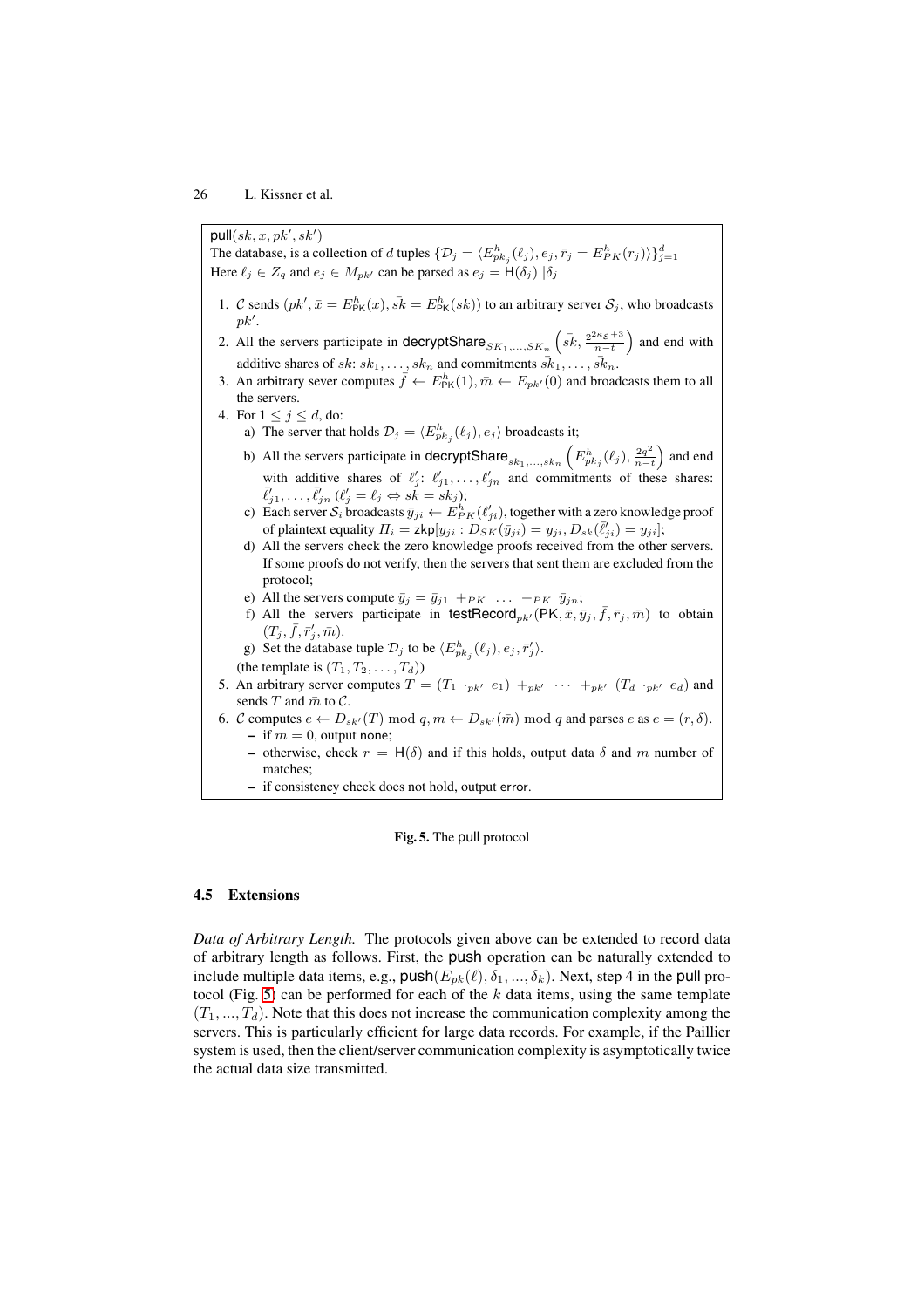pull$(sk, x, pk', sk')$

The database, is a collection of $d$ tuples $\{\mathcal{D}_j = \langle E^h_{pk_j}(\ell_j), e_j, \bar{r}_j = E^h_{PK}(r_j)\rangle\}_{j=1}^d$

Here $\ell_j \in Z_q$ and $e_j \in M_{pk'}$ can be parsed as $e_j = \mathsf{H}(\delta_j)||\delta_j$

1. $\mathcal{C}$ sends $(pk', \bar{x} = E^h_{\mathsf{PK}}(x), \bar{sk} = E^h_{\mathsf{PK}}(sk))$ to an arbitrary server $\mathcal{S}_j$, who broadcasts $pk'$.
2. All the servers participate in $\mathsf{decryptShare}_{SK_1,\ldots,SK_n}\left(\bar{sk}, \frac{2^{2\kappa_\mathcal{E}+3}}{n-t}\right)$ and end with additive shares of $sk$: $sk_1, \ldots, sk_n$ and commitments $\bar{sk}_1, \ldots, \bar{sk}_n$.
3. An arbitrary sever computes $\bar{f} \leftarrow E^h_{\mathsf{PK}}(1), \bar{m} \leftarrow E_{pk'}(0)$ and broadcasts them to all the servers.
4. For $1 \leq j \leq d$, do:
   a) The server that holds $\mathcal{D}_j = \langle E^h_{pk_j}(\ell_j), e_j\rangle$ broadcasts it;
   b) All the servers participate in $\mathsf{decryptShare}_{sk_1,\ldots,sk_n}\left(E^h_{pk_j}(\ell_j), \frac{2q^2}{n-t}\right)$ and end with additive shares of $\ell'_j$: $\ell'_{j1}, \ldots, \ell'_{jn}$ and commitments of these shares: $\bar{\ell}'_{j1}, \ldots, \bar{\ell}'_{jn}$ ($\ell'_j = \ell_j \Leftrightarrow sk = sk_j$);
   c) Each server $\mathcal{S}_i$ broadcasts $\bar{y}_{ji} \leftarrow E^h_{PK}(\ell'_{ji})$, together with a zero knowledge proof of plaintext equality $\Pi_i = \mathsf{zkp}[y_{ji} : D_{SK}(\bar{y}_{ji}) = y_{ji}, D_{sk}(\bar{\ell}'_{ji}) = y_{ji}]$;
   d) All the servers check the zero knowledge proofs received from the other servers. If some proofs do not verify, then the servers that sent them are excluded from the protocol;
   e) All the servers compute $\bar{y}_j = \bar{y}_{j1} +_{PK} \ldots +_{PK} \bar{y}_{jn}$;
   f) All the servers participate in $\mathsf{testRecord}_{pk'}(\mathsf{PK}, \bar{x}, \bar{y}_j, \bar{f}, \bar{r}_j, \bar{m})$ to obtain $(T_j, \bar{f}, \bar{r}'_j, \bar{m})$.
   g) Set the database tuple $\mathcal{D}_j$ to be $\langle E^h_{pk_j}(\ell_j), e_j, \bar{r}'_j\rangle$.

   (the template is $(T_1, T_2, \ldots, T_d)$)
5. An arbitrary server computes $T = (T_1 \cdot_{pk'} e_1) +_{pk'} \cdots +_{pk'} (T_d \cdot_{pk'} e_d)$ and sends $T$ and $\bar{m}$ to $\mathcal{C}$.
6. $\mathcal{C}$ computes $e \leftarrow D_{sk'}(T) \bmod q, m \leftarrow D_{sk'}(\bar{m}) \bmod q$ and parses $e$ as $e = (r, \delta)$.
   - if $m = 0$, output none;
   - otherwise, check $r = \mathsf{H}(\delta)$ and if this holds, output data $\delta$ and $m$ number of matches;
   - if consistency check does not hold, output error.

**Fig. 5.** The pull protocol

### 4.5 Extensions

*Data of Arbitrary Length.* The protocols given above can be extended to record data of arbitrary length as follows. First, the push operation can be naturally extended to include multiple data items, e.g., push$(E_{pk}(\ell), \delta_1, ..., \delta_k)$. Next, step 4 in the pull protocol (Fig. 5) can be performed for each of the $k$ data items, using the same template $(T_1, ..., T_d)$. Note that this does not increase the communication complexity among the servers. This is particularly efficient for large data records. For example, if the Paillier system is used, then the client/server communication complexity is asymptotically twice the actual data size transmitted.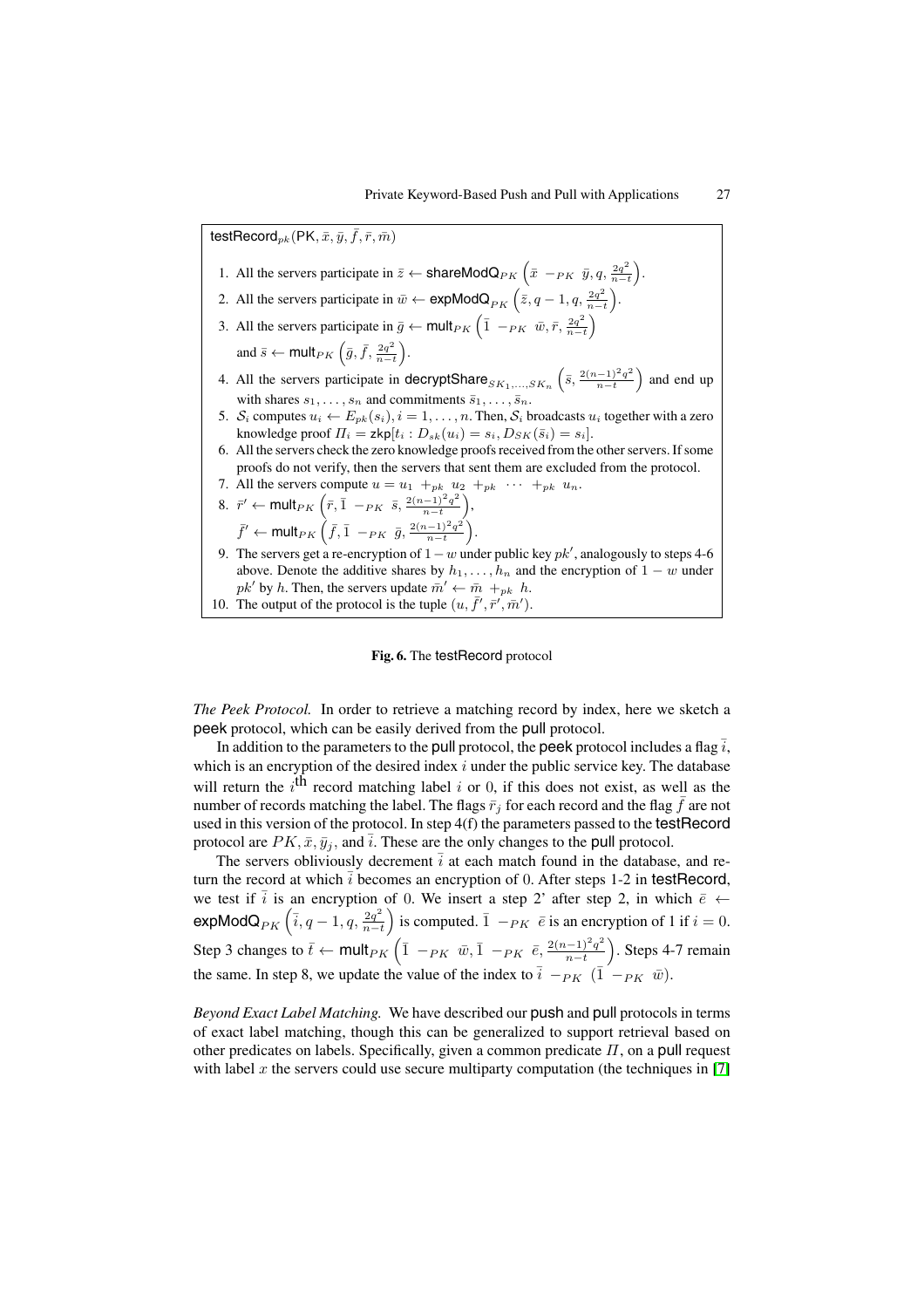$\mathsf{testRecord}_{pk}(\mathsf{PK}, \bar{x}, \bar{y}, \bar{f}, \bar{r}, \bar{m})$

1. All the servers participate in $\bar{z} \leftarrow \mathsf{shareModQ}_{PK}\left(\bar{x} \ -_{PK} \ \bar{y}, q, \frac{2q^2}{n-t}\right)$.
2. All the servers participate in $\bar{w} \leftarrow \mathsf{expModQ}_{PK}\left(\bar{z}, q-1, q, \frac{2q^2}{n-t}\right)$.
3. All the servers participate in $\bar{g} \leftarrow \mathsf{mult}_{PK}\left(\bar{1} \ -_{PK} \ \bar{w}, \bar{r}, \frac{2q^2}{n-t}\right)$ and $\bar{s} \leftarrow \mathsf{mult}_{PK}\left(\bar{g}, \bar{f}, \frac{2q^2}{n-t}\right)$.
4. All the servers participate in $\mathsf{decryptShare}_{SK_1,\ldots,SK_n}\left(\bar{s}, \frac{2(n-1)^2 q^2}{n-t}\right)$ and end up with shares $s_1, \ldots, s_n$ and commitments $\bar{s}_1, \ldots, \bar{s}_n$.
5. $\mathcal{S}_i$ computes $u_i \leftarrow E_{pk}(s_i), i = 1, \ldots, n$. Then, $\mathcal{S}_i$ broadcasts $u_i$ together with a zero knowledge proof $\Pi_i = \mathsf{zkp}[t_i : D_{sk}(u_i) = s_i, D_{SK}(\bar{s}_i) = s_i]$.
6. All the servers check the zero knowledge proofs received from the other servers. If some proofs do not verify, then the servers that sent them are excluded from the protocol.
7. All the servers compute $u = u_1 \ +_{pk} \ u_2 \ +_{pk} \ \cdots \ +_{pk} \ u_n$.
8. $\bar{r}' \leftarrow \mathsf{mult}_{PK}\left(\bar{r}, \bar{1} \ -_{PK} \ \bar{s}, \frac{2(n-1)^2 q^2}{n-t}\right)$,
   $\bar{f}' \leftarrow \mathsf{mult}_{PK}\left(\bar{f}, \bar{1} \ -_{PK} \ \bar{g}, \frac{2(n-1)^2 q^2}{n-t}\right)$.
9. The servers get a re-encryption of $1 - w$ under public key $pk'$, analogously to steps 4-6 above. Denote the additive shares by $h_1, \ldots, h_n$ and the encryption of $1 - w$ under $pk'$ by $h$. Then, the servers update $\bar{m}' \leftarrow \bar{m} \ +_{pk} \ h$.
10. The output of the protocol is the tuple $(u, \bar{f}', \bar{r}', \bar{m}')$.

**Fig. 6.** The testRecord protocol

*The Peek Protocol.* In order to retrieve a matching record by index, here we sketch a peek protocol, which can be easily derived from the pull protocol.

In addition to the parameters to the pull protocol, the peek protocol includes a flag $\bar{i}$, which is an encryption of the desired index $i$ under the public service key. The database will return the $i^{\text{th}}$ record matching label $i$ or 0, if this does not exist, as well as the number of records matching the label. The flags $\bar{r}_j$ for each record and the flag $\bar{f}$ are not used in this version of the protocol. In step 4(f) the parameters passed to the testRecord protocol are $PK, \bar{x}, \bar{y}_j$, and $\bar{i}$. These are the only changes to the pull protocol.

The servers obliviously decrement $\bar{i}$ at each match found in the database, and return the record at which $\bar{i}$ becomes an encryption of 0. After steps 1-2 in testRecord, we test if $\bar{i}$ is an encryption of 0. We insert a step 2' after step 2, in which $\bar{e} \leftarrow \mathsf{expModQ}_{PK}\left(\bar{i}, q-1, q, \frac{2q^2}{n-t}\right)$ is computed. $\bar{1} \ -_{PK} \ \bar{e}$ is an encryption of 1 if $i = 0$. Step 3 changes to $\bar{t} \leftarrow \mathsf{mult}_{PK}\left(\bar{1} \ -_{PK} \ \bar{w}, \bar{1} \ -_{PK} \ \bar{e}, \frac{2(n-1)^2 q^2}{n-t}\right)$. Steps 4-7 remain the same. In step 8, we update the value of the index to $\bar{i} \ -_{PK} \ (\bar{1} \ -_{PK} \ \bar{w})$.

*Beyond Exact Label Matching.* We have described our push and pull protocols in terms of exact label matching, though this can be generalized to support retrieval based on other predicates on labels. Specifically, given a common predicate $\Pi$, on a pull request with label $x$ the servers could use secure multiparty computation (the techniques in [7]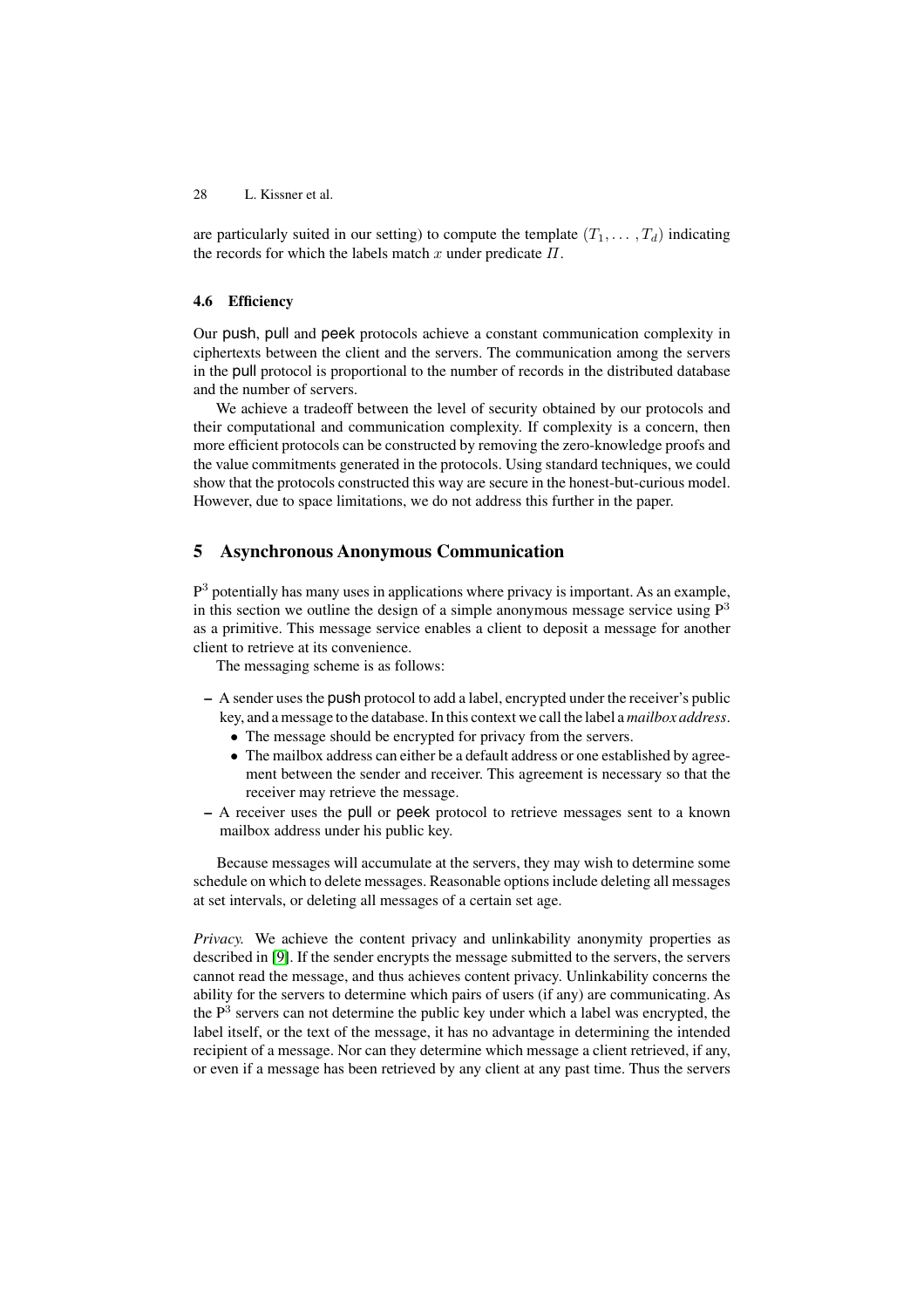are particularly suited in our setting) to compute the template $(T_1, \ldots, T_d)$ indicating the records for which the labels match $x$ under predicate $\Pi$.

### 4.6 Efficiency

Our push, pull and peek protocols achieve a constant communication complexity in ciphertexts between the client and the servers. The communication among the servers in the pull protocol is proportional to the number of records in the distributed database and the number of servers.

We achieve a tradeoff between the level of security obtained by our protocols and their computational and communication complexity. If complexity is a concern, then more efficient protocols can be constructed by removing the zero-knowledge proofs and the value commitments generated in the protocols. Using standard techniques, we could show that the protocols constructed this way are secure in the honest-but-curious model. However, due to space limitations, we do not address this further in the paper.

## 5 Asynchronous Anonymous Communication

$P^3$ potentially has many uses in applications where privacy is important. As an example, in this section we outline the design of a simple anonymous message service using $P^3$ as a primitive. This message service enables a client to deposit a message for another client to retrieve at its convenience.

The messaging scheme is as follows:

- A sender uses the push protocol to add a label, encrypted under the receiver's public key, and a message to the database. In this context we call the label a *mailbox address*.
  - The message should be encrypted for privacy from the servers.
  - The mailbox address can either be a default address or one established by agreement between the sender and receiver. This agreement is necessary so that the receiver may retrieve the message.
- A receiver uses the pull or peek protocol to retrieve messages sent to a known mailbox address under his public key.

Because messages will accumulate at the servers, they may wish to determine some schedule on which to delete messages. Reasonable options include deleting all messages at set intervals, or deleting all messages of a certain set age.

*Privacy.* We achieve the content privacy and unlinkability anonymity properties as described in [9]. If the sender encrypts the message submitted to the servers, the servers cannot read the message, and thus achieves content privacy. Unlinkability concerns the ability for the servers to determine which pairs of users (if any) are communicating. As the $P^3$ servers can not determine the public key under which a label was encrypted, the label itself, or the text of the message, it has no advantage in determining the intended recipient of a message. Nor can they determine which message a client retrieved, if any, or even if a message has been retrieved by any client at any past time. Thus the servers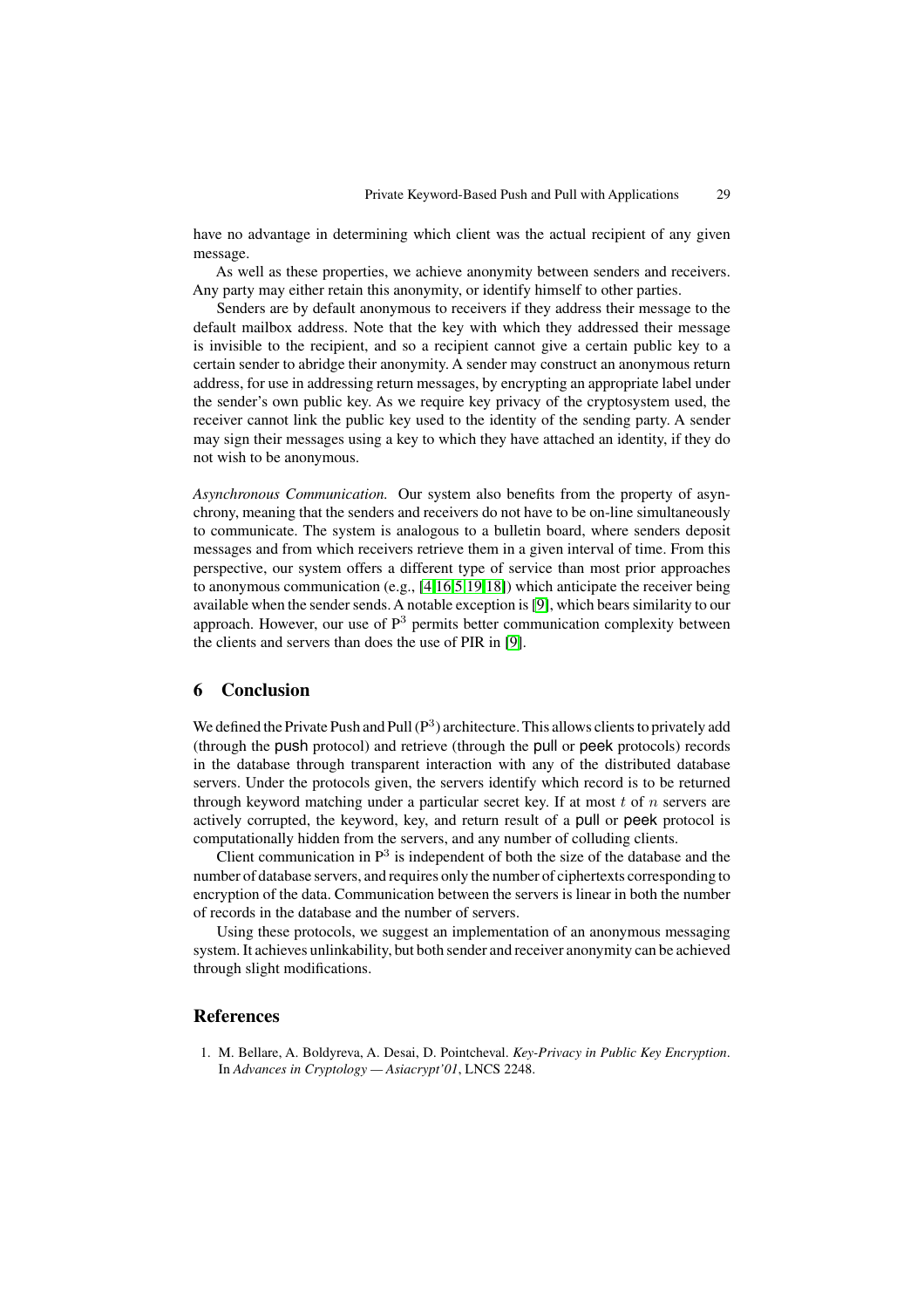have no advantage in determining which client was the actual recipient of any given message.

As well as these properties, we achieve anonymity between senders and receivers. Any party may either retain this anonymity, or identify himself to other parties.

Senders are by default anonymous to receivers if they address their message to the default mailbox address. Note that the key with which they addressed their message is invisible to the recipient, and so a recipient cannot give a certain public key to a certain sender to abridge their anonymity. A sender may construct an anonymous return address, for use in addressing return messages, by encrypting an appropriate label under the sender's own public key. As we require key privacy of the cryptosystem used, the receiver cannot link the public key used to the identity of the sending party. A sender may sign their messages using a key to which they have attached an identity, if they do not wish to be anonymous.

*Asynchronous Communication.* Our system also benefits from the property of asynchrony, meaning that the senders and receivers do not have to be on-line simultaneously to communicate. The system is analogous to a bulletin board, where senders deposit messages and from which receivers retrieve them in a given interval of time. From this perspective, our system offers a different type of service than most prior approaches to anonymous communication (e.g., [4,16,5,19,18]) which anticipate the receiver being available when the sender sends. A notable exception is [9], which bears similarity to our approach. However, our use of $P^3$ permits better communication complexity between the clients and servers than does the use of PIR in [9].

## 6 Conclusion

We defined the Private Push and Pull ($P^3$) architecture. This allows clients to privately add (through the push protocol) and retrieve (through the pull or peek protocols) records in the database through transparent interaction with any of the distributed database servers. Under the protocols given, the servers identify which record is to be returned through keyword matching under a particular secret key. If at most $t$ of $n$ servers are actively corrupted, the keyword, key, and return result of a pull or peek protocol is computationally hidden from the servers, and any number of colluding clients.

Client communication in $P^3$ is independent of both the size of the database and the number of database servers, and requires only the number of ciphertexts corresponding to encryption of the data. Communication between the servers is linear in both the number of records in the database and the number of servers.

Using these protocols, we suggest an implementation of an anonymous messaging system. It achieves unlinkability, but both sender and receiver anonymity can be achieved through slight modifications.

## References

1. M. Bellare, A. Boldyreva, A. Desai, D. Pointcheval. *Key-Privacy in Public Key Encryption*. In *Advances in Cryptology — Asiacrypt'01*, LNCS 2248.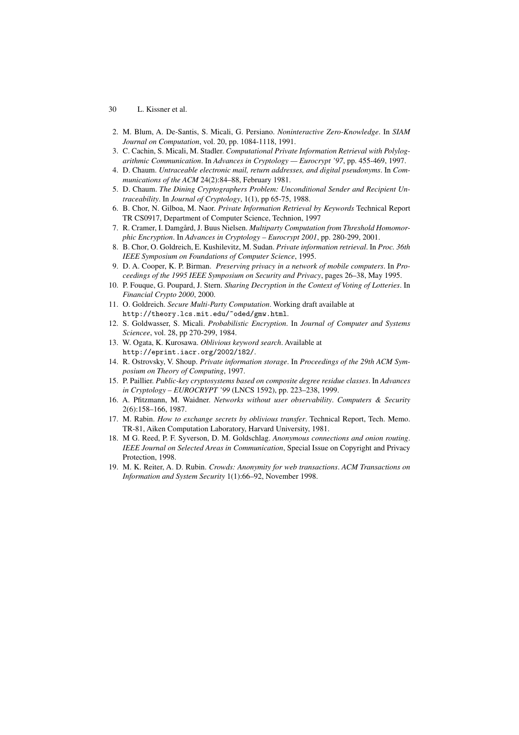2. M. Blum, A. De-Santis, S. Micali, G. Persiano. *Noninteractive Zero-Knowledge*. In *SIAM Journal on Computation*, vol. 20, pp. 1084-1118, 1991.
3. C. Cachin, S. Micali, M. Stadler. *Computational Private Information Retrieval with Polylogarithmic Communication*. In *Advances in Cryptology — Eurocrypt '97*, pp. 455-469, 1997.
4. D. Chaum. *Untraceable electronic mail, return addresses, and digital pseudonyms*. In *Communications of the ACM* 24(2):84–88, February 1981.
5. D. Chaum. *The Dining Cryptographers Problem: Unconditional Sender and Recipient Untraceability*. In *Journal of Cryptology*, 1(1), pp 65-75, 1988.
6. B. Chor, N. Gilboa, M. Naor. *Private Information Retrieval by Keywords* Technical Report TR CS0917, Department of Computer Science, Technion, 1997
7. R. Cramer, I. Damgård, J. Buus Nielsen. *Multiparty Computation from Threshold Homomorphic Encryption*. In *Advances in Cryptology – Eurocrypt 2001*, pp. 280-299, 2001.
8. B. Chor, O. Goldreich, E. Kushilevitz, M. Sudan. *Private information retrieval*. In *Proc. 36th IEEE Symposium on Foundations of Computer Science*, 1995.
9. D. A. Cooper, K. P. Birman. *Preserving privacy in a network of mobile computers*. In *Proceedings of the 1995 IEEE Symposium on Security and Privacy*, pages 26–38, May 1995.
10. P. Fouque, G. Poupard, J. Stern. *Sharing Decryption in the Context of Voting of Lotteries*. In *Financial Crypto 2000*, 2000.
11. O. Goldreich. *Secure Multi-Party Computation*. Working draft available at `http://theory.lcs.mit.edu/~oded/gmw.html`.
12. S. Goldwasser, S. Micali. *Probabilistic Encryption*. In *Journal of Computer and Systems Sciencee*, vol. 28, pp 270-299, 1984.
13. W. Ogata, K. Kurosawa. *Oblivious keyword search*. Available at `http://eprint.iacr.org/2002/182/`.
14. R. Ostrovsky, V. Shoup. *Private information storage*. In *Proceedings of the 29th ACM Symposium on Theory of Computing*, 1997.
15. P. Paillier. *Public-key cryptosystems based on composite degree residue classes*. In *Advances in Cryptology – EUROCRYPT '99* (LNCS 1592), pp. 223–238, 1999.
16. A. Pfitzmann, M. Waidner. *Networks without user observability*. *Computers & Security* 2(6):158–166, 1987.
17. M. Rabin. *How to exchange secrets by oblivious transfer*. Technical Report, Tech. Memo. TR-81, Aiken Computation Laboratory, Harvard University, 1981.
18. M G. Reed, P. F. Syverson, D. M. Goldschlag. *Anonymous connections and onion routing*. *IEEE Journal on Selected Areas in Communication*, Special Issue on Copyright and Privacy Protection, 1998.
19. M. K. Reiter, A. D. Rubin. *Crowds: Anonymity for web transactions*. *ACM Transactions on Information and System Security* 1(1):66–92, November 1998.